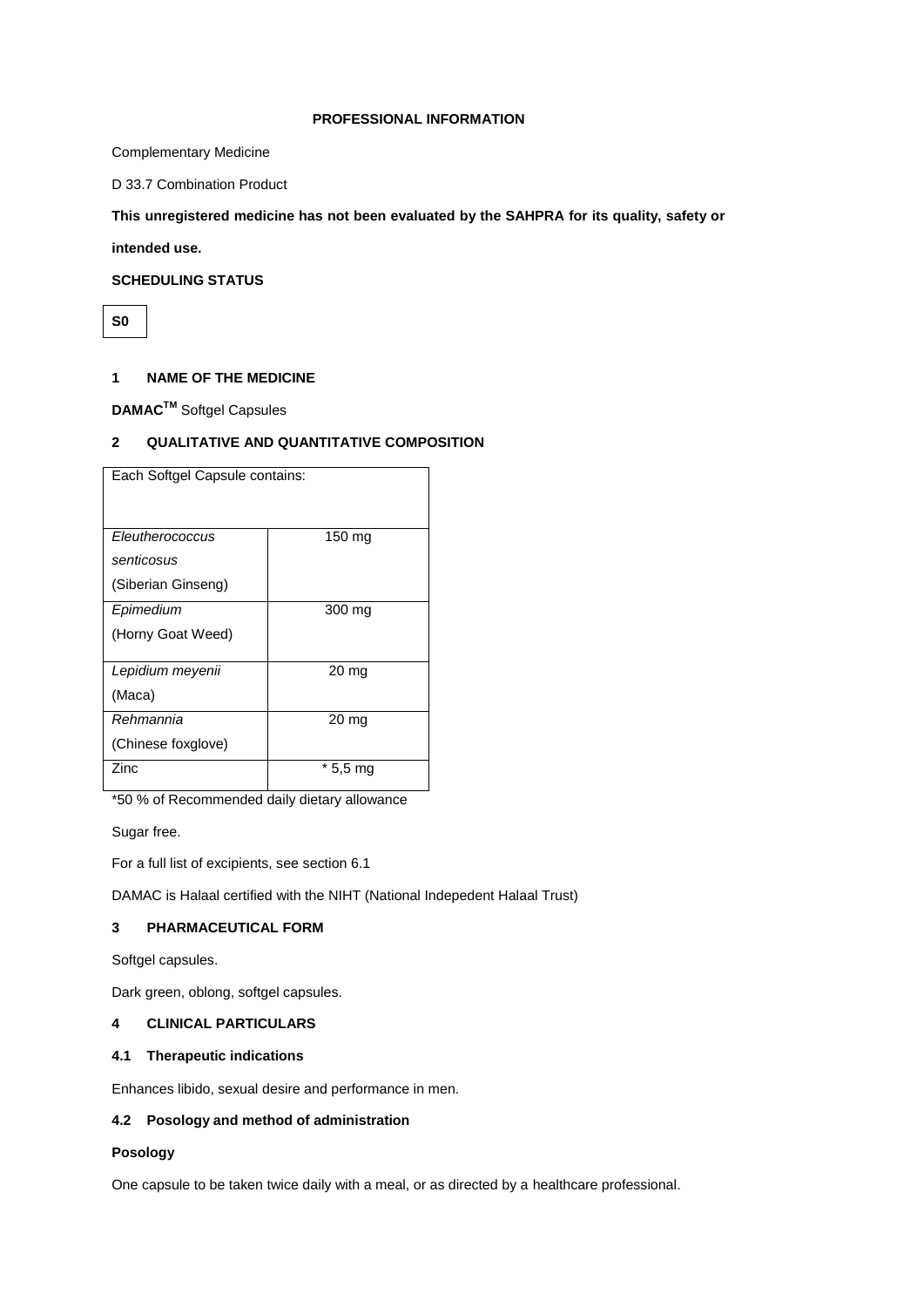**PROFESSIONAL INFORMATION**

Complementary Medicine

D 33.7 Combination Product

**This unregistered medicine has not been evaluated by the SAHPRA for its quality, safety or intended use.**

**SCHEDULING STATUS**

**S0**

## 1 NAME OF THE MEDICINE

**DAMAC™** Softgel Capsules

## 2 QUALITATIVE AND QUANTITATIVE COMPOSITION

| Each Softgel Capsule contains: | |
|---|---|
| *Eleutherococcus senticosus* (Siberian Ginseng) | 150 mg |
| *Epimedium* (Horny Goat Weed) | 300 mg |
| *Lepidium meyenii* (Maca) | 20 mg |
| *Rehmannia* (Chinese foxglove) | 20 mg |
| Zinc | * 5,5 mg |

*50 % of Recommended daily dietary allowance

Sugar free.

For a full list of excipients, see section 6.1

DAMAC is Halaal certified with the NIHT (National Indepedent Halaal Trust)

## 3 PHARMACEUTICAL FORM

Softgel capsules.

Dark green, oblong, softgel capsules.

## 4 CLINICAL PARTICULARS

### 4.1 Therapeutic indications

Enhances libido, sexual desire and performance in men.

### 4.2 Posology and method of administration

**Posology**

One capsule to be taken twice daily with a meal, or as directed by a healthcare professional.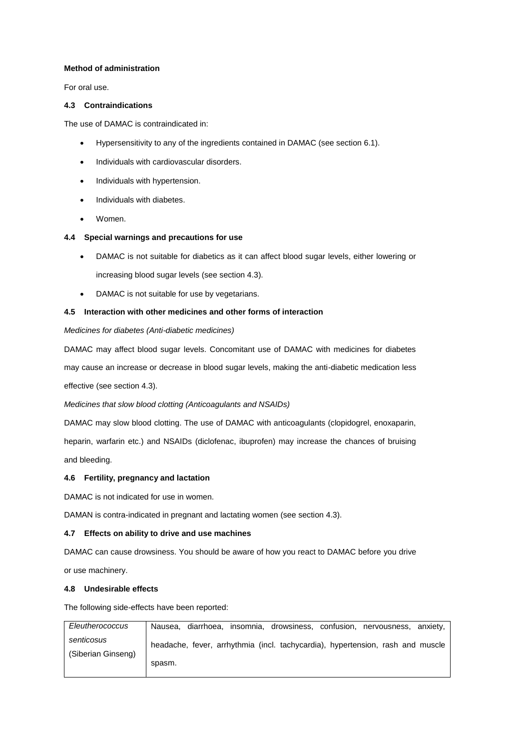**Method of administration**

For oral use.

### 4.3 Contraindications

The use of DAMAC is contraindicated in:

- Hypersensitivity to any of the ingredients contained in DAMAC (see section 6.1).
- Individuals with cardiovascular disorders.
- Individuals with hypertension.
- Individuals with diabetes.
- Women.

### 4.4 Special warnings and precautions for use

- DAMAC is not suitable for diabetics as it can affect blood sugar levels, either lowering or increasing blood sugar levels (see section 4.3).
- DAMAC is not suitable for use by vegetarians.

### 4.5 Interaction with other medicines and other forms of interaction

*Medicines for diabetes (Anti-diabetic medicines)*

DAMAC may affect blood sugar levels. Concomitant use of DAMAC with medicines for diabetes may cause an increase or decrease in blood sugar levels, making the anti-diabetic medication less effective (see section 4.3).

*Medicines that slow blood clotting (Anticoagulants and NSAIDs)*

DAMAC may slow blood clotting. The use of DAMAC with anticoagulants (clopidogrel, enoxaparin, heparin, warfarin etc.) and NSAIDs (diclofenac, ibuprofen) may increase the chances of bruising and bleeding.

### 4.6 Fertility, pregnancy and lactation

DAMAC is not indicated for use in women.

DAMAN is contra-indicated in pregnant and lactating women (see section 4.3).

### 4.7 Effects on ability to drive and use machines

DAMAC can cause drowsiness. You should be aware of how you react to DAMAC before you drive or use machinery.

### 4.8 Undesirable effects

The following side-effects have been reported:

| | |
|---|---|
| *Eleutherococcus senticosus* (Siberian Ginseng) | Nausea, diarrhoea, insomnia, drowsiness, confusion, nervousness, anxiety, headache, fever, arrhythmia (incl. tachycardia), hypertension, rash and muscle spasm. |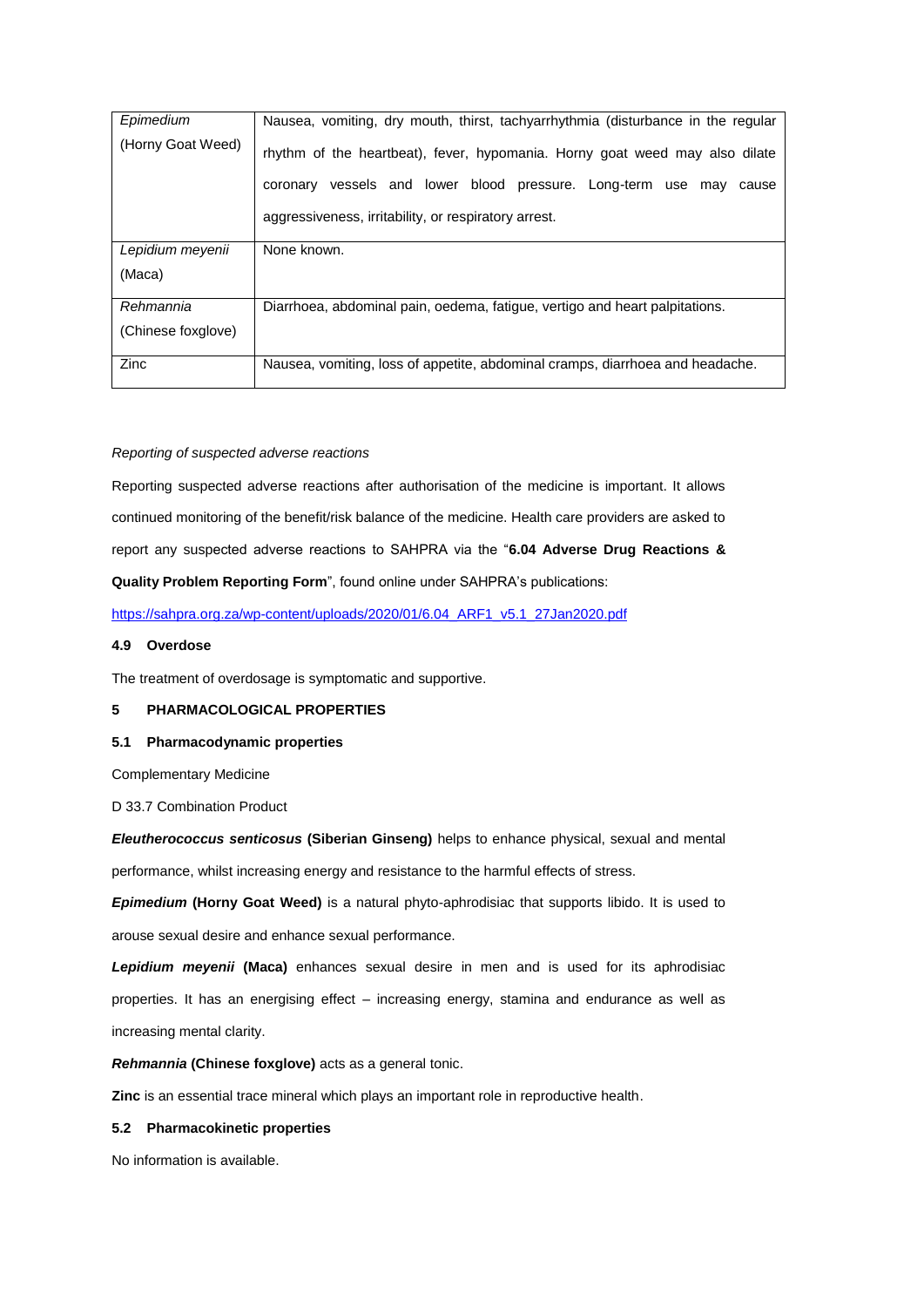| | |
|---|---|
| *Epimedium* (Horny Goat Weed) | Nausea, vomiting, dry mouth, thirst, tachyarrhythmia (disturbance in the regular rhythm of the heartbeat), fever, hypomania. Horny goat weed may also dilate coronary vessels and lower blood pressure. Long-term use may cause aggressiveness, irritability, or respiratory arrest. |
| *Lepidium meyenii* (Maca) | None known. |
| *Rehmannia* (Chinese foxglove) | Diarrhoea, abdominal pain, oedema, fatigue, vertigo and heart palpitations. |
| Zinc | Nausea, vomiting, loss of appetite, abdominal cramps, diarrhoea and headache. |

*Reporting of suspected adverse reactions*

Reporting suspected adverse reactions after authorisation of the medicine is important. It allows continued monitoring of the benefit/risk balance of the medicine. Health care providers are asked to report any suspected adverse reactions to SAHPRA via the "**6.04 Adverse Drug Reactions & Quality Problem Reporting Form**", found online under SAHPRA's publications:

https://sahpra.org.za/wp-content/uploads/2020/01/6.04_ARF1_v5.1_27Jan2020.pdf

#### 4.9 Overdose

The treatment of overdosage is symptomatic and supportive.

## 5 PHARMACOLOGICAL PROPERTIES

### 5.1 Pharmacodynamic properties

Complementary Medicine

D 33.7 Combination Product

***Eleutherococcus senticosus*** **(Siberian Ginseng)** helps to enhance physical, sexual and mental performance, whilst increasing energy and resistance to the harmful effects of stress.

***Epimedium*** **(Horny Goat Weed)** is a natural phyto-aphrodisiac that supports libido. It is used to arouse sexual desire and enhance sexual performance.

***Lepidium meyenii*** **(Maca)** enhances sexual desire in men and is used for its aphrodisiac properties. It has an energising effect – increasing energy, stamina and endurance as well as increasing mental clarity.

***Rehmannia*** **(Chinese foxglove)** acts as a general tonic.

**Zinc** is an essential trace mineral which plays an important role in reproductive health.

### 5.2 Pharmacokinetic properties

No information is available.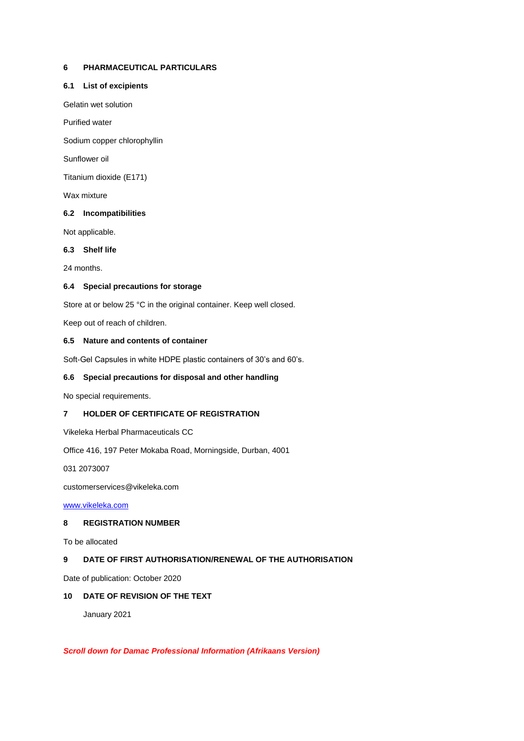## 6 PHARMACEUTICAL PARTICULARS

### 6.1 List of excipients

Gelatin wet solution

Purified water

Sodium copper chlorophyllin

Sunflower oil

Titanium dioxide (E171)

Wax mixture

### 6.2 Incompatibilities

Not applicable.

### 6.3 Shelf life

24 months.

### 6.4 Special precautions for storage

Store at or below 25 °C in the original container. Keep well closed.

Keep out of reach of children.

### 6.5 Nature and contents of container

Soft-Gel Capsules in white HDPE plastic containers of 30's and 60's.

### 6.6 Special precautions for disposal and other handling

No special requirements.

## 7 HOLDER OF CERTIFICATE OF REGISTRATION

Vikeleka Herbal Pharmaceuticals CC

Office 416, 197 Peter Mokaba Road, Morningside, Durban, 4001

031 2073007

customerservices@vikeleka.com

[www.vikeleka.com](http://www.vikeleka.com)

## 8 REGISTRATION NUMBER

To be allocated

## 9 DATE OF FIRST AUTHORISATION/RENEWAL OF THE AUTHORISATION

Date of publication: October 2020

## 10 DATE OF REVISION OF THE TEXT

January 2021

***Scroll down for Damac Professional Information (Afrikaans Version)***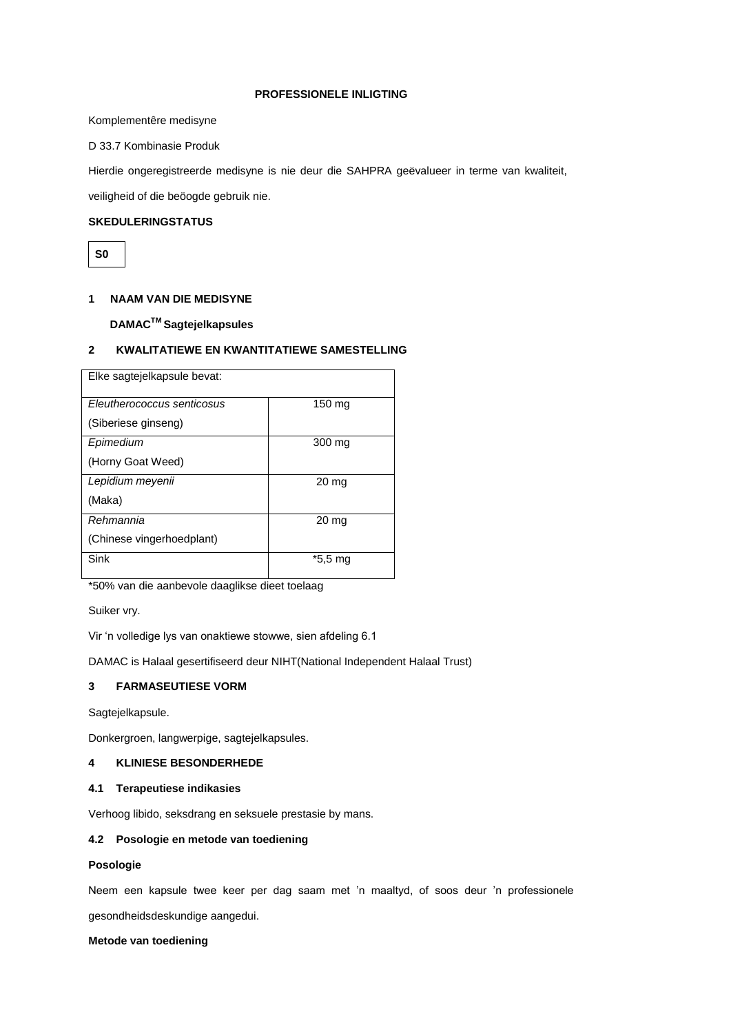**PROFESSIONELE INLIGTING**

Komplementêre medisyne

D 33.7 Kombinasie Produk

Hierdie ongeregistreerde medisyne is nie deur die SAHPRA geëvalueer in terme van kwaliteit, veiligheid of die beöogde gebruik nie.

**SKEDULERINGSTATUS**

**S0**

## 1 NAAM VAN DIE MEDISYNE

**DAMAC™ Sagtejelkapsules**

## 2 KWALITATIEWE EN KWANTITATIEWE SAMESTELLING

| Elke sagtejelkapsule bevat: | |
|---|---|
| *Eleutherococcus senticosus* (Siberiese ginseng) | 150 mg |
| *Epimedium* (Horny Goat Weed) | 300 mg |
| *Lepidium meyenii* (Maka) | 20 mg |
| *Rehmannia* (Chinese vingerhoedplant) | 20 mg |
| Sink | *5,5 mg |

*50% van die aanbevole daaglikse dieet toelaag

Suiker vry.

Vir 'n volledige lys van onaktiewe stowwe, sien afdeling 6.1

DAMAC is Halaal gesertifiseerd deur NIHT(National Independent Halaal Trust)

## 3 FARMASEUTIESE VORM

Sagtejelkapsule.

Donkergroen, langwerpige, sagtejelkapsules.

## 4 KLINIESE BESONDERHEDE

### 4.1 Terapeutiese indikasies

Verhoog libido, seksdrang en seksuele prestasie by mans.

### 4.2 Posologie en metode van toediening

**Posologie**

Neem een kapsule twee keer per dag saam met 'n maaltyd, of soos deur 'n professionele gesondheidsdeskundige aangedui.

**Metode van toediening**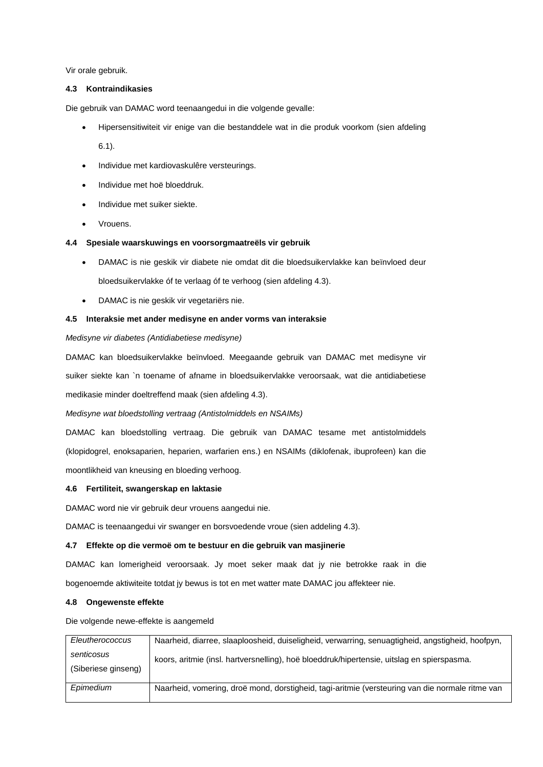Vir orale gebruik.

**4.3 Kontraindikasies**

Die gebruik van DAMAC word teenaangedui in die volgende gevalle:

- Hipersensitiwiteit vir enige van die bestanddele wat in die produk voorkom (sien afdeling 6.1).
- Individue met kardiovaskulêre versteurings.
- Individue met hoë bloeddruk.
- Individue met suiker siekte.
- Vrouens.

**4.4 Spesiale waarskuwings en voorsorgmaatreëls vir gebruik**

- DAMAC is nie geskik vir diabete nie omdat dit die bloedsuikervlakke kan beïnvloed deur bloedsuikervlakke óf te verlaag óf te verhoog (sien afdeling 4.3).
- DAMAC is nie geskik vir vegetariërs nie.

**4.5 Interaksie met ander medisyne en ander vorms van interaksie**

*Medisyne vir diabetes (Antidiabetiese medisyne)*

DAMAC kan bloedsuikervlakke beïnvloed. Meegaande gebruik van DAMAC met medisyne vir suiker siekte kan `n toename of afname in bloedsuikervlakke veroorsaak, wat die antidiabetiese medikasie minder doeltreffend maak (sien afdeling 4.3).

*Medisyne wat bloedstolling vertraag (Antistolmiddels en NSAIMs)*

DAMAC kan bloedstolling vertraag. Die gebruik van DAMAC tesame met antistolmiddels (klopidogrel, enoksaparien, heparien, warfarien ens.) en NSAIMs (diklofenak, ibuprofeen) kan die moontlikheid van kneusing en bloeding verhoog.

**4.6 Fertiliteit, swangerskap en laktasie**

DAMAC word nie vir gebruik deur vrouens aangedui nie.

DAMAC is teenaangedui vir swanger en borsvoedende vroue (sien addeling 4.3).

**4.7 Effekte op die vermoë om te bestuur en die gebruik van masjinerie**

DAMAC kan lomerigheid veroorsaak. Jy moet seker maak dat jy nie betrokke raak in die bogenoemde aktiwiteite totdat jy bewus is tot en met watter mate DAMAC jou affekteer nie.

**4.8 Ongewenste effekte**

Die volgende newe-effekte is aangemeld

| | |
|---|---|
| *Eleutherococcus senticosus* (Siberiese ginseng) | Naarheid, diarree, slaaploosheid, duiseligheid, verwarring, senuagtigheid, angstigheid, hoofpyn, koors, aritmie (insl. hartversnelling), hoë bloeddruk/hipertensie, uitslag en spierspasma. |
| *Epimedium* | Naarheid, vomering, droë mond, dorstigheid, tagi-aritmie (versteuring van die normale ritme van |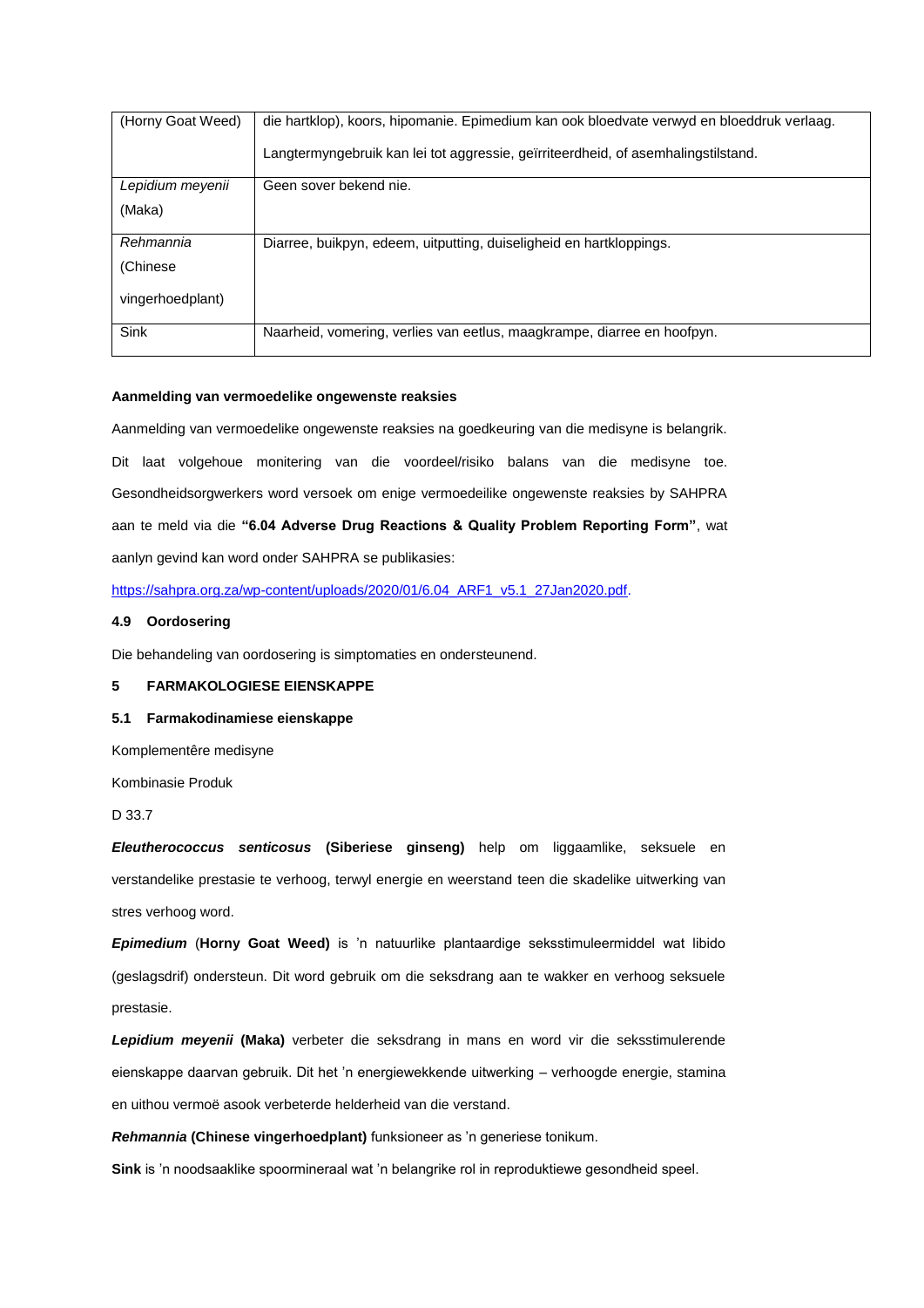| | |
|---|---|
| (Horny Goat Weed) | die hartklop), koors, hipomanie. Epimedium kan ook bloedvate verwyd en bloeddruk verlaag.<br><br>Langtermyngebruik kan lei tot aggressie, geïrriteerdheid, of asemhalingstilstand. |
| *Lepidium meyenii* (Maka) | Geen sover bekend nie. |
| *Rehmannia* (Chinese vingerhoedplant) | Diarree, buikpyn, edeem, uitputting, duiseligheid en hartkloppings. |
| Sink | Naarheid, vomering, verlies van eetlus, maagkrampe, diarree en hoofpyn. |

**Aanmelding van vermoedelike ongewenste reaksies**

Aanmelding van vermoedelike ongewenste reaksies na goedkeuring van die medisyne is belangrik. Dit laat volgehoue monitering van die voordeel/risiko balans van die medisyne toe. Gesondheidsorgwerkers word versoek om enige vermoedeilike ongewenste reaksies by SAHPRA aan te meld via die **"6.04 Adverse Drug Reactions & Quality Problem Reporting Form"**, wat aanlyn gevind kan word onder SAHPRA se publikasies:

https://sahpra.org.za/wp-content/uploads/2020/01/6.04_ARF1_v5.1_27Jan2020.pdf.

## 4.9 Oordosering

Die behandeling van oordosering is simptomaties en ondersteunend.

## 5 FARMAKOLOGIESE EIENSKAPPE

## 5.1 Farmakodinamiese eienskappe

Komplementêre medisyne

Kombinasie Produk

D 33.7

***Eleutherococcus senticosus*** **(Siberiese ginseng)** help om liggaamlike, seksuele en verstandelike prestasie te verhoog, terwyl energie en weerstand teen die skadelike uitwerking van stres verhoog word.

***Epimedium*** (**Horny Goat Weed)** is 'n natuurlike plantaardige seksstimuleermiddel wat libido (geslagsdrif) ondersteun. Dit word gebruik om die seksdrang aan te wakker en verhoog seksuele prestasie.

***Lepidium meyenii*** **(Maka)** verbeter die seksdrang in mans en word vir die seksstimulerende eienskappe daarvan gebruik. Dit het 'n energiewekkende uitwerking – verhoogde energie, stamina en uithou vermoë asook verbeterde helderheid van die verstand.

***Rehmannia*** **(Chinese vingerhoedplant)** funksioneer as 'n generiese tonikum.

**Sink** is 'n noodsaaklike spoormineraal wat 'n belangrike rol in reproduktiewe gesondheid speel.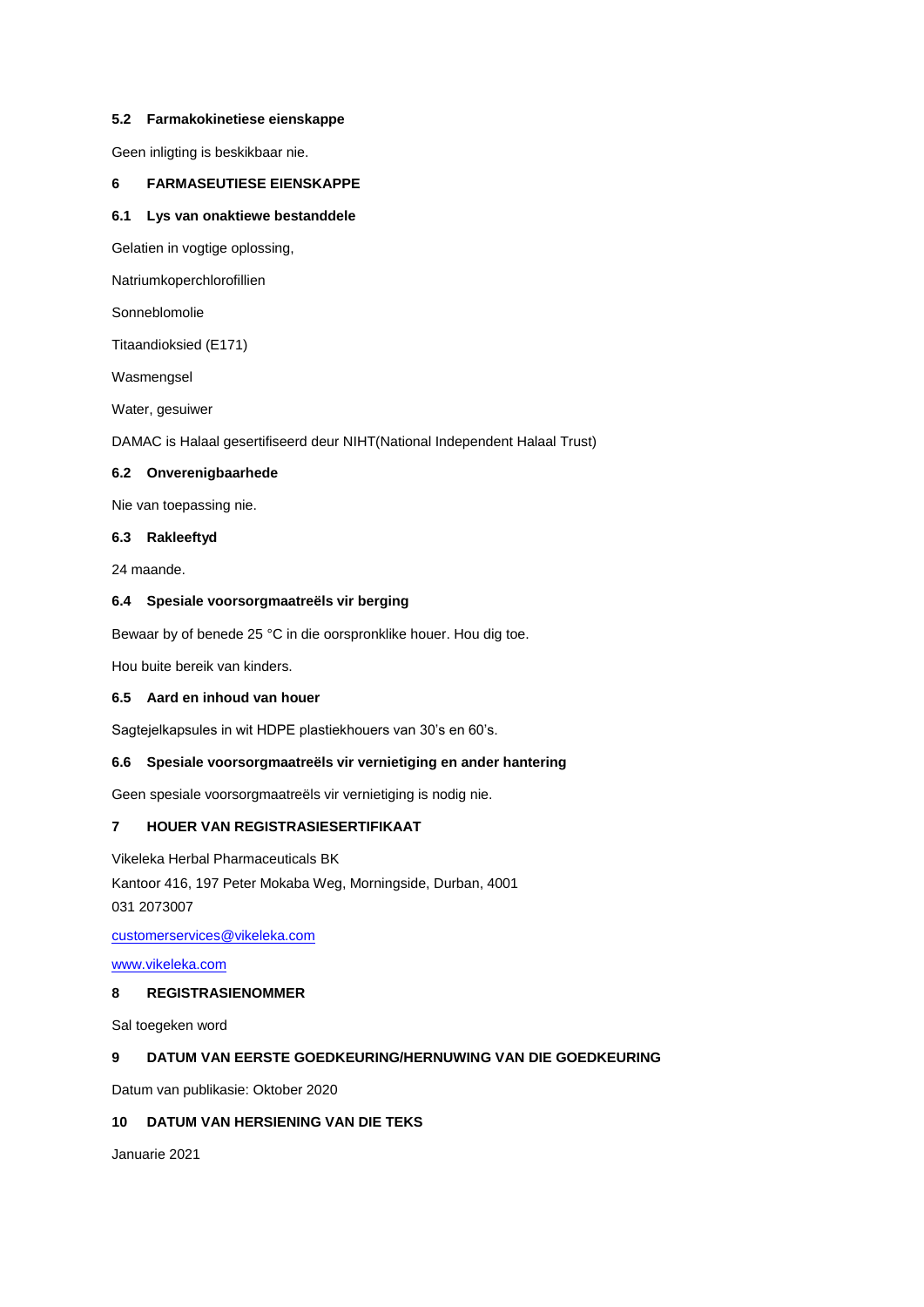### 5.2 Farmakokinetiese eienskappe

Geen inligting is beskikbaar nie.

## 6 FARMASEUTIESE EIENSKAPPE

### 6.1 Lys van onaktiewe bestanddele

Gelatien in vogtige oplossing,

Natriumkoperchlorofillien

Sonneblomolie

Titaandioksied (E171)

Wasmengsel

Water, gesuiwer

DAMAC is Halaal gesertifiseerd deur NIHT(National Independent Halaal Trust)

### 6.2 Onverenigbaarhede

Nie van toepassing nie.

### 6.3 Rakleeftyd

24 maande.

### 6.4 Spesiale voorsorgmaatreëls vir berging

Bewaar by of benede 25 °C in die oorspronklike houer. Hou dig toe.

Hou buite bereik van kinders.

### 6.5 Aard en inhoud van houer

Sagtejelkapsules in wit HDPE plastiekhouers van 30's en 60's.

### 6.6 Spesiale voorsorgmaatreëls vir vernietiging en ander hantering

Geen spesiale voorsorgmaatreëls vir vernietiging is nodig nie.

## 7 HOUER VAN REGISTRASIESERTIFIKAAT

Vikeleka Herbal Pharmaceuticals BK
Kantoor 416, 197 Peter Mokaba Weg, Morningside, Durban, 4001
031 2073007

customerservices@vikeleka.com

www.vikeleka.com

## 8 REGISTRASIENOMMER

Sal toegeken word

## 9 DATUM VAN EERSTE GOEDKEURING/HERNUWING VAN DIE GOEDKEURING

Datum van publikasie: Oktober 2020

## 10 DATUM VAN HERSIENING VAN DIE TEKS

Januarie 2021